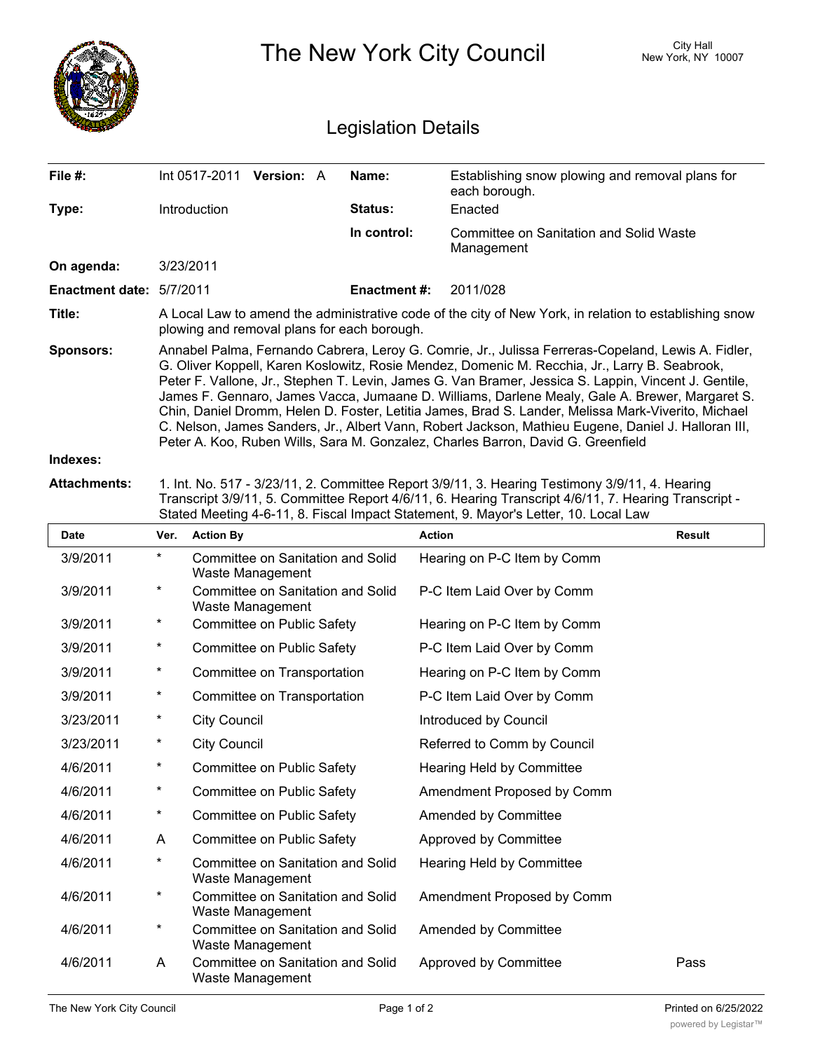# The New York City Council

City Hall
New York, NY 10007

## Legislation Details

| | | | |
|---|---|---|---|
| **File #:** | Int 0517-2011 **Version:** A | **Name:** | Establishing snow plowing and removal plans for each borough. |
| **Type:** | Introduction | **Status:** | Enacted |
| | | **In control:** | Committee on Sanitation and Solid Waste Management |
| **On agenda:** | 3/23/2011 | | |
| **Enactment date:** | 5/7/2011 | **Enactment #:** | 2011/028 |

**Title:** A Local Law to amend the administrative code of the city of New York, in relation to establishing snow plowing and removal plans for each borough.

**Sponsors:** Annabel Palma, Fernando Cabrera, Leroy G. Comrie, Jr., Julissa Ferreras-Copeland, Lewis A. Fidler, G. Oliver Koppell, Karen Koslowitz, Rosie Mendez, Domenic M. Recchia, Jr., Larry B. Seabrook, Peter F. Vallone, Jr., Stephen T. Levin, James G. Van Bramer, Jessica S. Lappin, Vincent J. Gentile, James F. Gennaro, James Vacca, Jumaane D. Williams, Darlene Mealy, Gale A. Brewer, Margaret S. Chin, Daniel Dromm, Helen D. Foster, Letitia James, Brad S. Lander, Melissa Mark-Viverito, Michael C. Nelson, James Sanders, Jr., Albert Vann, Robert Jackson, Mathieu Eugene, Daniel J. Halloran III, Peter A. Koo, Ruben Wills, Sara M. Gonzalez, Charles Barron, David G. Greenfield

**Indexes:**

**Attachments:** 1. Int. No. 517 - 3/23/11, 2. Committee Report 3/9/11, 3. Hearing Testimony 3/9/11, 4. Hearing Transcript 3/9/11, 5. Committee Report 4/6/11, 6. Hearing Transcript 4/6/11, 7. Hearing Transcript - Stated Meeting 4-6-11, 8. Fiscal Impact Statement, 9. Mayor's Letter, 10. Local Law

| Date | Ver. | Action By | Action | Result |
|---|---|---|---|---|
| 3/9/2011 | * | Committee on Sanitation and Solid Waste Management | Hearing on P-C Item by Comm | |
| 3/9/2011 | * | Committee on Sanitation and Solid Waste Management | P-C Item Laid Over by Comm | |
| 3/9/2011 | * | Committee on Public Safety | Hearing on P-C Item by Comm | |
| 3/9/2011 | * | Committee on Public Safety | P-C Item Laid Over by Comm | |
| 3/9/2011 | * | Committee on Transportation | Hearing on P-C Item by Comm | |
| 3/9/2011 | * | Committee on Transportation | P-C Item Laid Over by Comm | |
| 3/23/2011 | * | City Council | Introduced by Council | |
| 3/23/2011 | * | City Council | Referred to Comm by Council | |
| 4/6/2011 | * | Committee on Public Safety | Hearing Held by Committee | |
| 4/6/2011 | * | Committee on Public Safety | Amendment Proposed by Comm | |
| 4/6/2011 | * | Committee on Public Safety | Amended by Committee | |
| 4/6/2011 | A | Committee on Public Safety | Approved by Committee | |
| 4/6/2011 | * | Committee on Sanitation and Solid Waste Management | Hearing Held by Committee | |
| 4/6/2011 | * | Committee on Sanitation and Solid Waste Management | Amendment Proposed by Comm | |
| 4/6/2011 | * | Committee on Sanitation and Solid Waste Management | Amended by Committee | |
| 4/6/2011 | A | Committee on Sanitation and Solid Waste Management | Approved by Committee | Pass |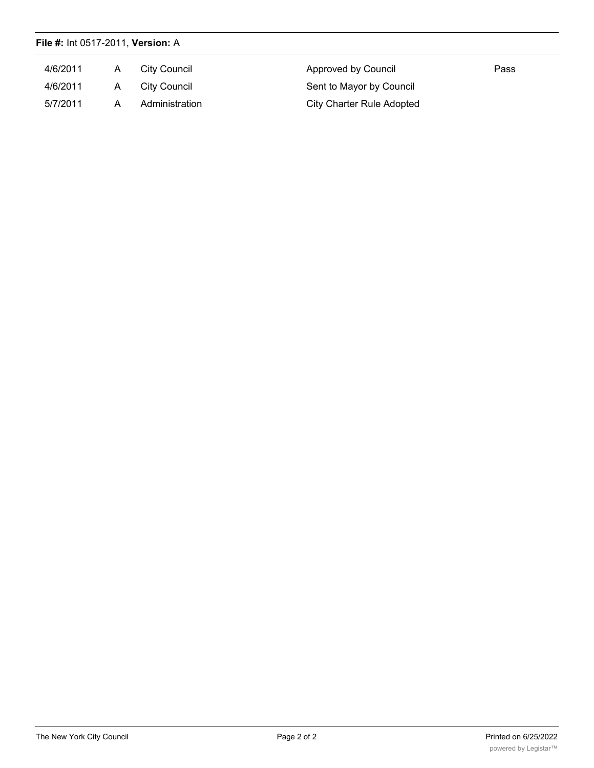**File #:** Int 0517-2011, **Version:** A

| | | | | |
|---|---|---|---|---|
| 4/6/2011 | A | City Council | Approved by Council | Pass |
| 4/6/2011 | A | City Council | Sent to Mayor by Council | |
| 5/7/2011 | A | Administration | City Charter Rule Adopted | |